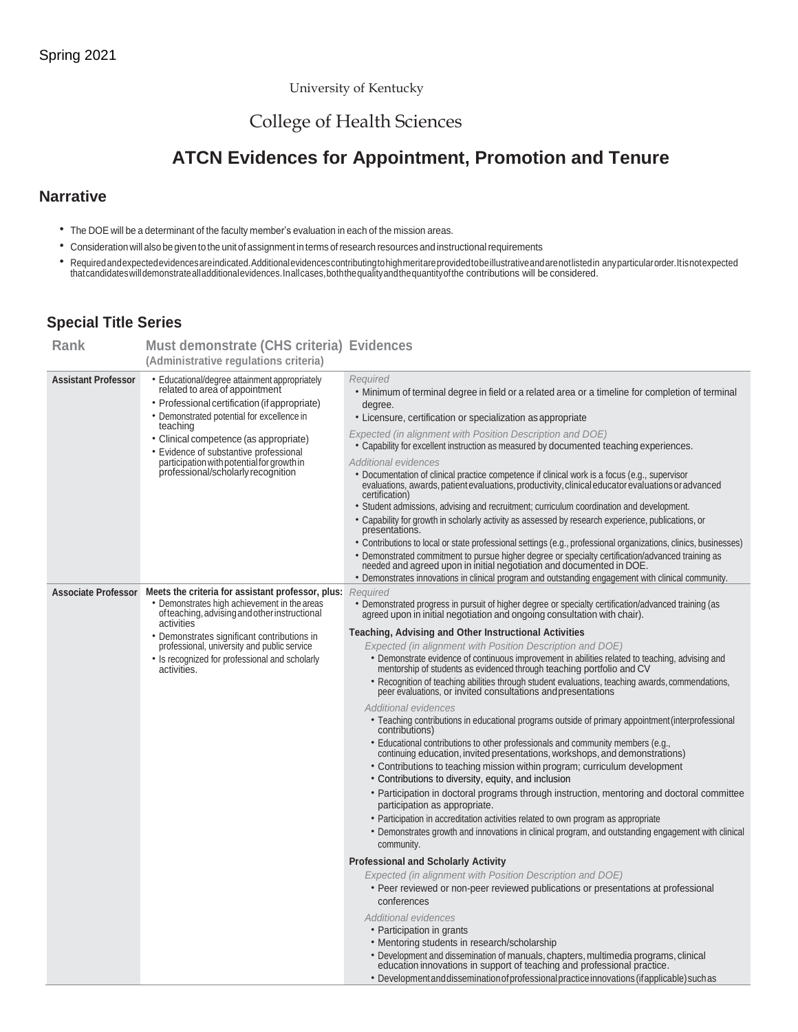Spring 2021

University of Kentucky

College of Health Sciences

# ATCN Evidences for Appointment, Promotion and Tenure

## Narrative

- The DOE will be a determinant of the faculty member's evaluation in each of the mission areas.
- Consideration will also be given to the unit of assignment in terms of research resources and instructional requirements
- Required and expected evidences are indicated. Additional evidences contributing to high merit are provided to be illustrative and are not listed in any particular order. It is not expected that candidates will demonstrate all additional evidences. In all cases, both the quality and the quantity of the contributions will be considered.

## Special Title Series

| Rank | Must demonstrate (CHS criteria) (Administrative regulations criteria) | Evidences |
|---|---|---|
| **Assistant Professor** | • Educational/degree attainment appropriately related to area of appointment<br>• Professional certification (if appropriate)<br>• Demonstrated potential for excellence in teaching<br>• Clinical competence (as appropriate)<br>• Evidence of substantive professional participation with potential for growth in professional/scholarly recognition | *Required*<br>• Minimum of terminal degree in field or a related area or a timeline for completion of terminal degree.<br>• Licensure, certification or specialization as appropriate<br><br>*Expected (in alignment with Position Description and DOE)*<br>• Capability for excellent instruction as measured by documented teaching experiences.<br><br>*Additional evidences*<br>• Documentation of clinical practice competence if clinical work is a focus (e.g., supervisor evaluations, awards, patient evaluations, productivity, clinical educator evaluations or advanced certification)<br>• Student admissions, advising and recruitment; curriculum coordination and development.<br>• Capability for growth in scholarly activity as assessed by research experience, publications, or presentations.<br>• Contributions to local or state professional settings (e.g., professional organizations, clinics, businesses)<br>• Demonstrated commitment to pursue higher degree or specialty certification/advanced training as needed and agreed upon in initial negotiation and documented in DOE.<br>• Demonstrates innovations in clinical program and outstanding engagement with clinical community. |
| **Associate Professor** | **Meets the criteria for assistant professor, plus:**<br>• Demonstrates high achievement in the areas of teaching, advising and other instructional activities<br>• Demonstrates significant contributions in professional, university and public service<br>• Is recognized for professional and scholarly activities. | *Required*<br>• Demonstrated progress in pursuit of higher degree or specialty certification/advanced training (as agreed upon in initial negotiation and ongoing consultation with chair).<br><br>**Teaching, Advising and Other Instructional Activities**<br>*Expected (in alignment with Position Description and DOE)*<br>• Demonstrate evidence of continuous improvement in abilities related to teaching, advising and mentorship of students as evidenced through teaching portfolio and CV<br>• Recognition of teaching abilities through student evaluations, teaching awards, commendations, peer evaluations, or invited consultations and presentations<br><br>*Additional evidences*<br>• Teaching contributions in educational programs outside of primary appointment (interprofessional contributions)<br>• Educational contributions to other professionals and community members (e.g., continuing education, invited presentations, workshops, and demonstrations)<br>• Contributions to teaching mission within program; curriculum development<br>• Contributions to diversity, equity, and inclusion<br>• Participation in doctoral programs through instruction, mentoring and doctoral committee participation as appropriate.<br>• Participation in accreditation activities related to own program as appropriate<br>• Demonstrates growth and innovations in clinical program, and outstanding engagement with clinical community.<br><br>**Professional and Scholarly Activity**<br>*Expected (in alignment with Position Description and DOE)*<br>• Peer reviewed or non-peer reviewed publications or presentations at professional conferences<br><br>*Additional evidences*<br>• Participation in grants<br>• Mentoring students in research/scholarship<br>• Development and dissemination of manuals, chapters, multimedia programs, clinical education innovations in support of teaching and professional practice.<br>• Development and dissemination of professional practice innovations (if applicable) such as |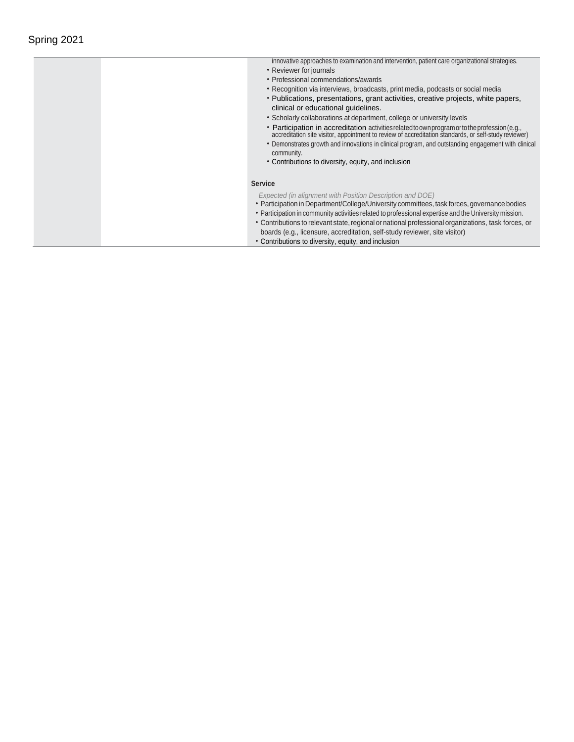| | | |
|---|---|---|
| | | innovative approaches to examination and intervention, patient care organizational strategies.<br>• Reviewer for journals<br>• Professional commendations/awards<br>• Recognition via interviews, broadcasts, print media, podcasts or social media<br>• Publications, presentations, grant activities, creative projects, white papers, clinical or educational guidelines.<br>• Scholarly collaborations at department, college or university levels<br>• Participation in accreditation activities related to own program or to the profession (e.g., accreditation site visitor, appointment to review of accreditation standards, or self-study reviewer)<br>• Demonstrates growth and innovations in clinical program, and outstanding engagement with clinical community.<br>• Contributions to diversity, equity, and inclusion<br><br>**Service**<br><br>*Expected (in alignment with Position Description and DOE)*<br>• Participation in Department/College/University committees, task forces, governance bodies<br>• Participation in community activities related to professional expertise and the University mission.<br>• Contributions to relevant state, regional or national professional organizations, task forces, or boards (e.g., licensure, accreditation, self-study reviewer, site visitor)<br>• Contributions to diversity, equity, and inclusion |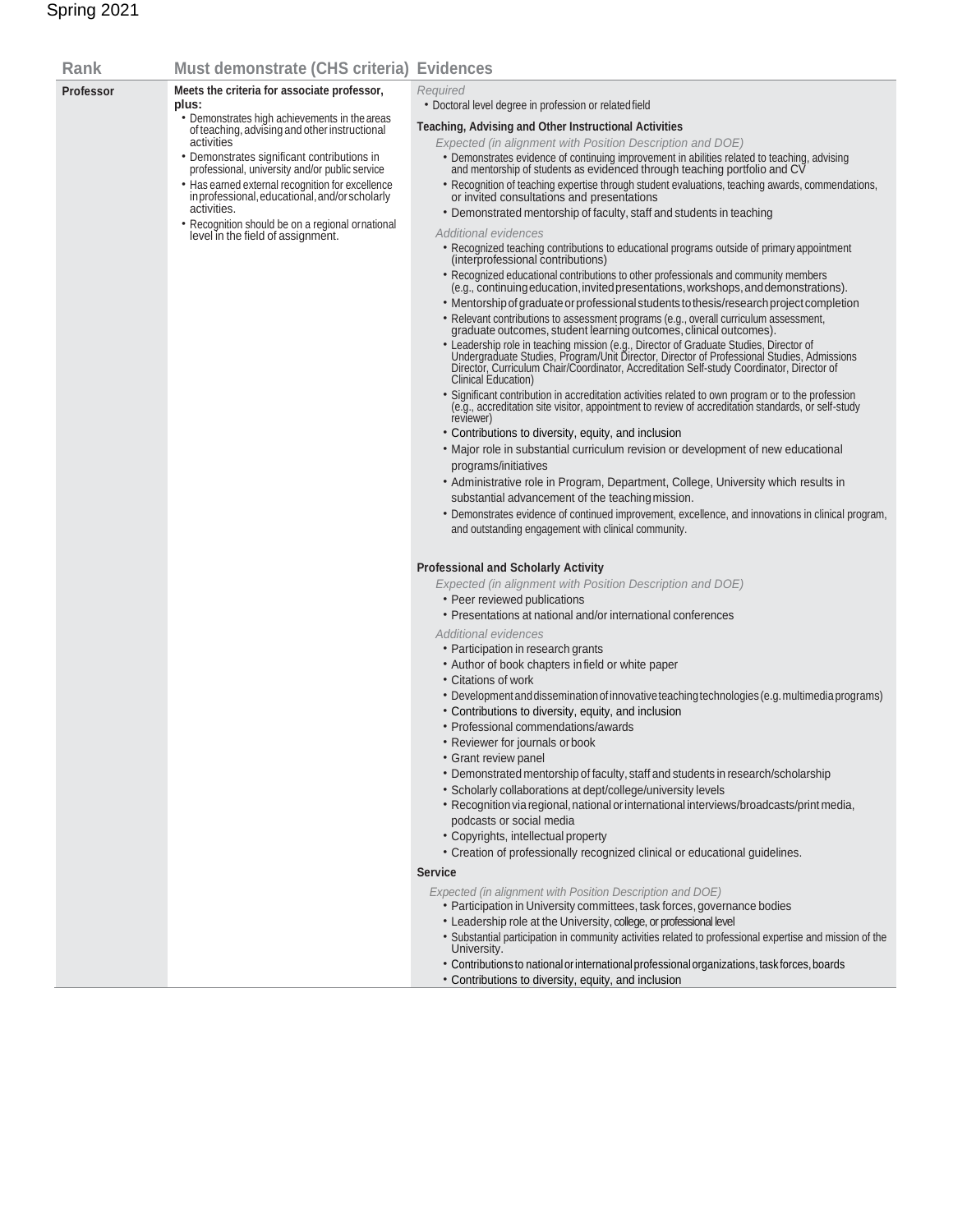Spring 2021

| Rank | Must demonstrate (CHS criteria) | Evidences |
|---|---|---|
| **Professor** | **Meets the criteria for associate professor, plus:**<br>• Demonstrates high achievements in the areas of teaching, advising and other instructional activities<br>• Demonstrates significant contributions in professional, university and/or public service<br>• Has earned external recognition for excellence in professional, educational, and/or scholarly activities.<br>• Recognition should be on a regional or national level in the field of assignment. | *Required*<br>• Doctoral level degree in profession or related field<br><br>**Teaching, Advising and Other Instructional Activities**<br>*Expected (in alignment with Position Description and DOE)*<br>• Demonstrates evidence of continuing improvement in abilities related to teaching, advising and mentorship of students as evidenced through teaching portfolio and CV<br>• Recognition of teaching expertise through student evaluations, teaching awards, commendations, or invited consultations and presentations<br>• Demonstrated mentorship of faculty, staff and students in teaching<br>*Additional evidences*<br>• Recognized teaching contributions to educational programs outside of primary appointment (interprofessional contributions)<br>• Recognized educational contributions to other professionals and community members (e.g., continuing education, invited presentations, workshops, and demonstrations).<br>• Mentorship of graduate or professional students to thesis/research project completion<br>• Relevant contributions to assessment programs (e.g., overall curriculum assessment, graduate outcomes, student learning outcomes, clinical outcomes).<br>• Leadership role in teaching mission (e.g., Director of Graduate Studies, Director of Undergraduate Studies, Program/Unit Director, Director of Professional Studies, Admissions Director, Curriculum Chair/Coordinator, Accreditation Self-study Coordinator, Director of Clinical Education)<br>• Significant contribution in accreditation activities related to own program or to the profession (e.g., accreditation site visitor, appointment to review of accreditation standards, or self-study reviewer)<br>• Contributions to diversity, equity, and inclusion<br>• Major role in substantial curriculum revision or development of new educational programs/initiatives<br>• Administrative role in Program, Department, College, University which results in substantial advancement of the teaching mission.<br>• Demonstrates evidence of continued improvement, excellence, and innovations in clinical program, and outstanding engagement with clinical community.<br><br>**Professional and Scholarly Activity**<br>*Expected (in alignment with Position Description and DOE)*<br>• Peer reviewed publications<br>• Presentations at national and/or international conferences<br>*Additional evidences*<br>• Participation in research grants<br>• Author of book chapters in field or white paper<br>• Citations of work<br>• Development and dissemination of innovative teaching technologies (e.g. multimedia programs)<br>• Contributions to diversity, equity, and inclusion<br>• Professional commendations/awards<br>• Reviewer for journals or book<br>• Grant review panel<br>• Demonstrated mentorship of faculty, staff and students in research/scholarship<br>• Scholarly collaborations at dept/college/university levels<br>• Recognition via regional, national or international interviews/broadcasts/print media, podcasts or social media<br>• Copyrights, intellectual property<br>• Creation of professionally recognized clinical or educational guidelines.<br><br>**Service**<br>*Expected (in alignment with Position Description and DOE)*<br>• Participation in University committees, task forces, governance bodies<br>• Leadership role at the University, college, or professional level<br>• Substantial participation in community activities related to professional expertise and mission of the University.<br>• Contributions to national or international professional organizations, task forces, boards<br>• Contributions to diversity, equity, and inclusion |